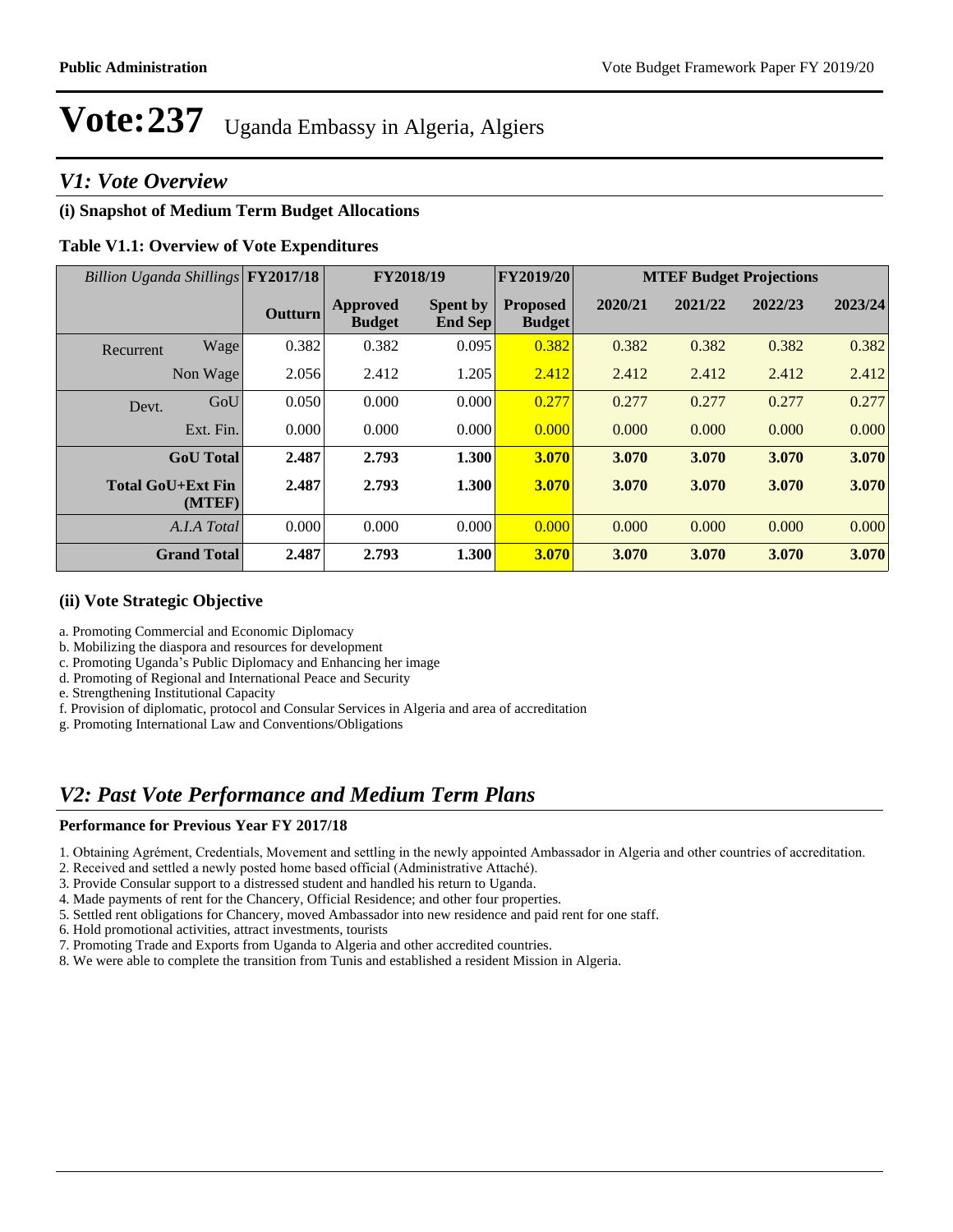# Vote:237 Uganda Embassy in Algeria, Algiers

## V1: Vote Overview

### (i) Snapshot of Medium Term Budget Allocations

**Table V1.1: Overview of Vote Expenditures**

| *Billion Uganda Shillings* | | FY2017/18 | FY2018/19 | | FY2019/20 | MTEF Budget Projections | | | |
|---|---|---|---|---|---|---|---|---|---|
| | | Outturn | Approved Budget | Spent by End Sep | Proposed Budget | 2020/21 | 2021/22 | 2022/23 | 2023/24 |
| Recurrent | Wage | 0.382 | 0.382 | 0.095 | 0.382 | 0.382 | 0.382 | 0.382 | 0.382 |
| | Non Wage | 2.056 | 2.412 | 1.205 | 2.412 | 2.412 | 2.412 | 2.412 | 2.412 |
| Devt. | GoU | 0.050 | 0.000 | 0.000 | 0.277 | 0.277 | 0.277 | 0.277 | 0.277 |
| | Ext. Fin. | 0.000 | 0.000 | 0.000 | 0.000 | 0.000 | 0.000 | 0.000 | 0.000 |
| | **GoU Total** | **2.487** | **2.793** | **1.300** | **3.070** | **3.070** | **3.070** | **3.070** | **3.070** |
| | **Total GoU+Ext Fin (MTEF)** | **2.487** | **2.793** | **1.300** | **3.070** | **3.070** | **3.070** | **3.070** | **3.070** |
| | *A.I.A Total* | 0.000 | 0.000 | 0.000 | 0.000 | 0.000 | 0.000 | 0.000 | 0.000 |
| | **Grand Total** | **2.487** | **2.793** | **1.300** | **3.070** | **3.070** | **3.070** | **3.070** | **3.070** |

### (ii) Vote Strategic Objective

a. Promoting Commercial and Economic Diplomacy
b. Mobilizing the diaspora and resources for development
c. Promoting Uganda's Public Diplomacy and Enhancing her image
d. Promoting of Regional and International Peace and Security
e. Strengthening Institutional Capacity
f. Provision of diplomatic, protocol and Consular Services in Algeria and area of accreditation
g. Promoting International Law and Conventions/Obligations

## V2: Past Vote Performance and Medium Term Plans

**Performance for Previous Year FY 2017/18**

1. Obtaining Agrément, Credentials, Movement and settling in the newly appointed Ambassador in Algeria and other countries of accreditation.
2. Received and settled a newly posted home based official (Administrative Attaché).
3. Provide Consular support to a distressed student and handled his return to Uganda.
4. Made payments of rent for the Chancery, Official Residence; and other four properties.
5. Settled rent obligations for Chancery, moved Ambassador into new residence and paid rent for one staff.
6. Hold promotional activities, attract investments, tourists
7. Promoting Trade and Exports from Uganda to Algeria and other accredited countries.
8. We were able to complete the transition from Tunis and established a resident Mission in Algeria.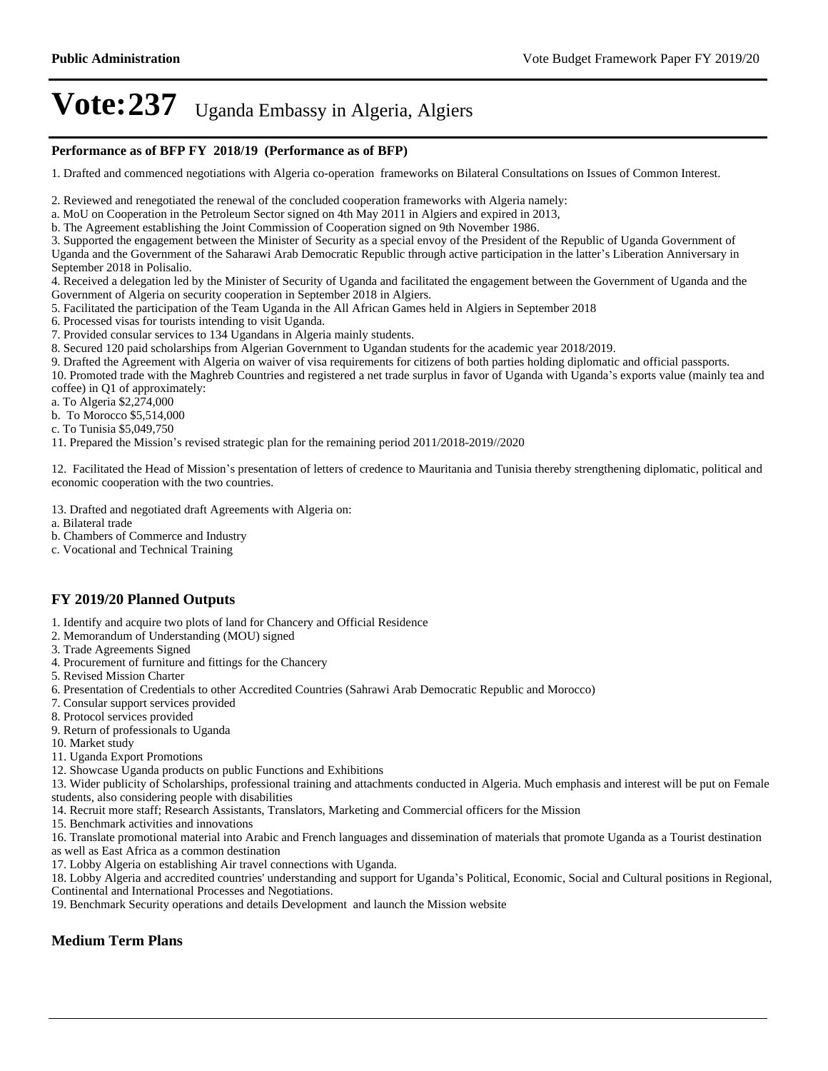# Vote:237 Uganda Embassy in Algeria, Algiers

### Performance as of BFP FY 2018/19 (Performance as of BFP)

1. Drafted and commenced negotiations with Algeria co-operation frameworks on Bilateral Consultations on Issues of Common Interest.

2. Reviewed and renegotiated the renewal of the concluded cooperation frameworks with Algeria namely:
a. MoU on Cooperation in the Petroleum Sector signed on 4th May 2011 in Algiers and expired in 2013,
b. The Agreement establishing the Joint Commission of Cooperation signed on 9th November 1986.
3. Supported the engagement between the Minister of Security as a special envoy of the President of the Republic of Uganda Government of Uganda and the Government of the Saharawi Arab Democratic Republic through active participation in the latter's Liberation Anniversary in September 2018 in Polisalio.
4. Received a delegation led by the Minister of Security of Uganda and facilitated the engagement between the Government of Uganda and the Government of Algeria on security cooperation in September 2018 in Algiers.
5. Facilitated the participation of the Team Uganda in the All African Games held in Algiers in September 2018
6. Processed visas for tourists intending to visit Uganda.
7. Provided consular services to 134 Ugandans in Algeria mainly students.
8. Secured 120 paid scholarships from Algerian Government to Ugandan students for the academic year 2018/2019.
9. Drafted the Agreement with Algeria on waiver of visa requirements for citizens of both parties holding diplomatic and official passports.
10. Promoted trade with the Maghreb Countries and registered a net trade surplus in favor of Uganda with Uganda's exports value (mainly tea and coffee) in Q1 of approximately:
a. To Algeria $2,274,000
b. To Morocco $5,514,000
c. To Tunisia $5,049,750
11. Prepared the Mission's revised strategic plan for the remaining period 2011/2018-2019//2020

12. Facilitated the Head of Mission's presentation of letters of credence to Mauritania and Tunisia thereby strengthening diplomatic, political and economic cooperation with the two countries.

13. Drafted and negotiated draft Agreements with Algeria on:
a. Bilateral trade
b. Chambers of Commerce and Industry
c. Vocational and Technical Training

### FY 2019/20 Planned Outputs

1. Identify and acquire two plots of land for Chancery and Official Residence
2. Memorandum of Understanding (MOU) signed
3. Trade Agreements Signed
4. Procurement of furniture and fittings for the Chancery
5. Revised Mission Charter
6. Presentation of Credentials to other Accredited Countries (Sahrawi Arab Democratic Republic and Morocco)
7. Consular support services provided
8. Protocol services provided
9. Return of professionals to Uganda
10. Market study
11. Uganda Export Promotions
12. Showcase Uganda products on public Functions and Exhibitions
13. Wider publicity of Scholarships, professional training and attachments conducted in Algeria. Much emphasis and interest will be put on Female students, also considering people with disabilities
14. Recruit more staff; Research Assistants, Translators, Marketing and Commercial officers for the Mission
15. Benchmark activities and innovations
16. Translate promotional material into Arabic and French languages and dissemination of materials that promote Uganda as a Tourist destination as well as East Africa as a common destination
17. Lobby Algeria on establishing Air travel connections with Uganda.
18. Lobby Algeria and accredited countries' understanding and support for Uganda's Political, Economic, Social and Cultural positions in Regional, Continental and International Processes and Negotiations.
19. Benchmark Security operations and details Development and launch the Mission website

### Medium Term Plans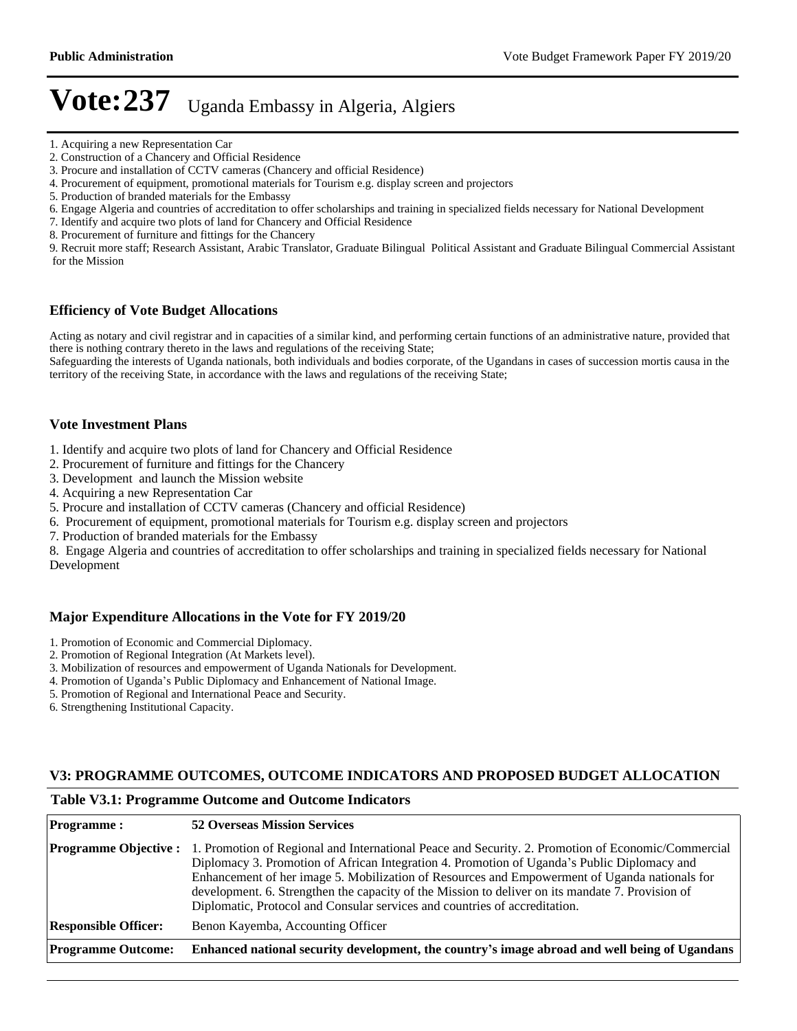# Vote:237 Uganda Embassy in Algeria, Algiers

1. Acquiring a new Representation Car
2. Construction of a Chancery and Official Residence
3. Procure and installation of CCTV cameras (Chancery and official Residence)
4. Procurement of equipment, promotional materials for Tourism e.g. display screen and projectors
5. Production of branded materials for the Embassy
6. Engage Algeria and countries of accreditation to offer scholarships and training in specialized fields necessary for National Development
7. Identify and acquire two plots of land for Chancery and Official Residence
8. Procurement of furniture and fittings for the Chancery
9. Recruit more staff; Research Assistant, Arabic Translator, Graduate Bilingual Political Assistant and Graduate Bilingual Commercial Assistant for the Mission

### Efficiency of Vote Budget Allocations

Acting as notary and civil registrar and in capacities of a similar kind, and performing certain functions of an administrative nature, provided that there is nothing contrary thereto in the laws and regulations of the receiving State;
Safeguarding the interests of Uganda nationals, both individuals and bodies corporate, of the Ugandans in cases of succession mortis causa in the territory of the receiving State, in accordance with the laws and regulations of the receiving State;

### Vote Investment Plans

1. Identify and acquire two plots of land for Chancery and Official Residence
2. Procurement of furniture and fittings for the Chancery
3. Development and launch the Mission website
4. Acquiring a new Representation Car
5. Procure and installation of CCTV cameras (Chancery and official Residence)
6. Procurement of equipment, promotional materials for Tourism e.g. display screen and projectors
7. Production of branded materials for the Embassy
8. Engage Algeria and countries of accreditation to offer scholarships and training in specialized fields necessary for National Development

### Major Expenditure Allocations in the Vote for FY 2019/20

1. Promotion of Economic and Commercial Diplomacy.
2. Promotion of Regional Integration (At Markets level).
3. Mobilization of resources and empowerment of Uganda Nationals for Development.
4. Promotion of Uganda's Public Diplomacy and Enhancement of National Image.
5. Promotion of Regional and International Peace and Security.
6. Strengthening Institutional Capacity.

## V3: PROGRAMME OUTCOMES, OUTCOME INDICATORS AND PROPOSED BUDGET ALLOCATION

### Table V3.1: Programme Outcome and Outcome Indicators

| | |
|---|---|
| **Programme :** | **52 Overseas Mission Services** |
| **Programme Objective :** | 1. Promotion of Regional and International Peace and Security. 2. Promotion of Economic/Commercial Diplomacy 3. Promotion of African Integration 4. Promotion of Uganda's Public Diplomacy and Enhancement of her image 5. Mobilization of Resources and Empowerment of Uganda nationals for development. 6. Strengthen the capacity of the Mission to deliver on its mandate 7. Provision of Diplomatic, Protocol and Consular services and countries of accreditation. |
| **Responsible Officer:** | Benon Kayemba, Accounting Officer |
| **Programme Outcome:** | **Enhanced national security development, the country's image abroad and well being of Ugandans** |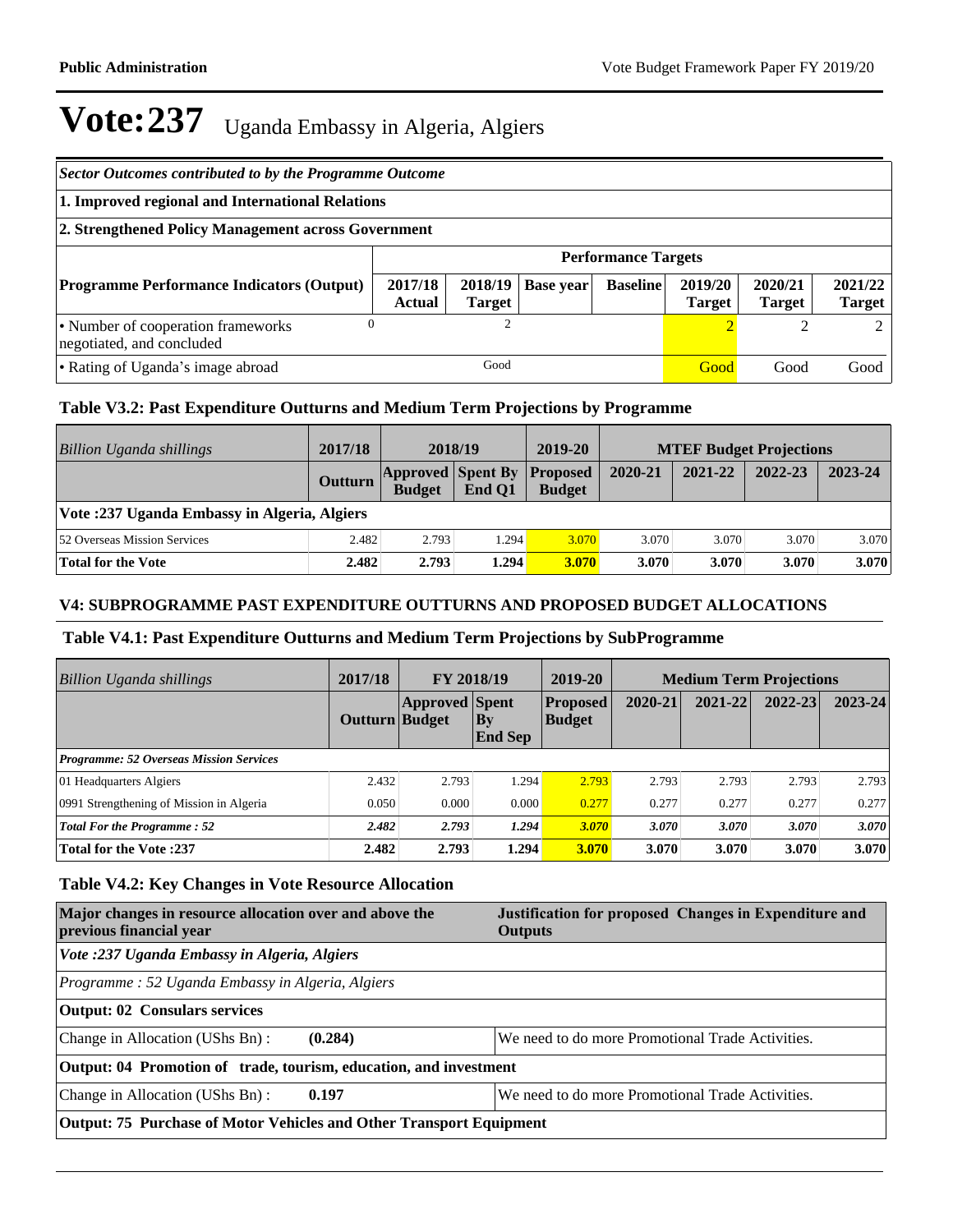# Vote:237 Uganda Embassy in Algeria, Algiers

| *Sector Outcomes contributed to by the Programme Outcome* | | | | | | | |
|---|---|---|---|---|---|---|---|
| **1. Improved regional and International Relations** | | | | | | | |
| **2. Strengthened Policy Management across Government** | | | | | | | |
| | **Performance Targets** | | | | | | |
| **Programme Performance Indicators (Output)** | **2017/18 Actual** | **2018/19 Target** | **Base year** | **Baseline** | **2019/20 Target** | **2020/21 Target** | **2021/22 Target** |
| • Number of cooperation frameworks negotiated, and concluded | 0 | 2 | | | 2 | 2 | 2 |
| • Rating of Uganda's image abroad | | Good | | | Good | Good | Good |

### Table V3.2: Past Expenditure Outturns and Medium Term Projections by Programme

| *Billion Uganda shillings* | 2017/18 | 2018/19 | | 2019-20 | MTEF Budget Projections | | | |
|---|---|---|---|---|---|---|---|---|
| | Outturn | Approved Budget | Spent By End Q1 | Proposed Budget | 2020-21 | 2021-22 | 2022-23 | 2023-24 |
| **Vote :237 Uganda Embassy in Algeria, Algiers** | | | | | | | | |
| 52 Overseas Mission Services | 2.482 | 2.793 | 1.294 | 3.070 | 3.070 | 3.070 | 3.070 | 3.070 |
| **Total for the Vote** | **2.482** | **2.793** | **1.294** | **3.070** | **3.070** | **3.070** | **3.070** | **3.070** |

### V4: SUBPROGRAMME PAST EXPENDITURE OUTTURNS AND PROPOSED BUDGET ALLOCATIONS

### Table V4.1: Past Expenditure Outturns and Medium Term Projections by SubProgramme

| *Billion Uganda shillings* | 2017/18 | FY 2018/19 | | 2019-20 | Medium Term Projections | | | |
|---|---|---|---|---|---|---|---|---|
| | Outturn | Approved Budget | Spent By End Sep | Proposed Budget | 2020-21 | 2021-22 | 2022-23 | 2023-24 |
| ***Programme: 52 Overseas Mission Services*** | | | | | | | | |
| 01 Headquarters Algiers | 2.432 | 2.793 | 1.294 | 2.793 | 2.793 | 2.793 | 2.793 | 2.793 |
| 0991 Strengthening of Mission in Algeria | 0.050 | 0.000 | 0.000 | 0.277 | 0.277 | 0.277 | 0.277 | 0.277 |
| ***Total For the Programme : 52*** | ***2.482*** | ***2.793*** | ***1.294*** | ***3.070*** | ***3.070*** | ***3.070*** | ***3.070*** | ***3.070*** |
| **Total for the Vote :237** | **2.482** | **2.793** | **1.294** | **3.070** | **3.070** | **3.070** | **3.070** | **3.070** |

### Table V4.2: Key Changes in Vote Resource Allocation

| Major changes in resource allocation over and above the previous financial year | | Justification for proposed Changes in Expenditure and Outputs |
|---|---|---|
| *Vote :237 Uganda Embassy in Algeria, Algiers* | | |
| *Programme : 52 Uganda Embassy in Algeria, Algiers* | | |
| **Output: 02 Consulars services** | | |
| Change in Allocation (UShs Bn) : | **(0.284)** | We need to do more Promotional Trade Activities. |
| **Output: 04 Promotion of trade, tourism, education, and investment** | | |
| Change in Allocation (UShs Bn) : | **0.197** | We need to do more Promotional Trade Activities. |
| **Output: 75 Purchase of Motor Vehicles and Other Transport Equipment** | | |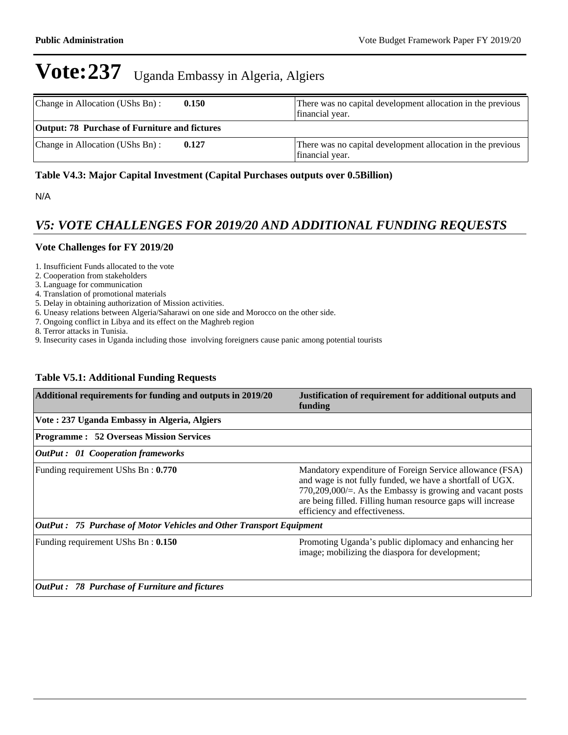# Vote:237 Uganda Embassy in Algeria, Algiers

| | | |
|---|---|---|
| Change in Allocation (UShs Bn) : | **0.150** | There was no capital development allocation in the previous financial year. |
| **Output: 78 Purchase of Furniture and fictures** | | |
| Change in Allocation (UShs Bn) : | **0.127** | There was no capital development allocation in the previous financial year. |

### Table V4.3: Major Capital Investment (Capital Purchases outputs over 0.5Billion)

N/A

## *V5: VOTE CHALLENGES FOR 2019/20 AND ADDITIONAL FUNDING REQUESTS*

### Vote Challenges for FY 2019/20

1. Insufficient Funds allocated to the vote
2. Cooperation from stakeholders
3. Language for communication
4. Translation of promotional materials
5. Delay in obtaining authorization of Mission activities.
6. Uneasy relations between Algeria/Saharawi on one side and Morocco on the other side.
7. Ongoing conflict in Libya and its effect on the Maghreb region
8. Terror attacks in Tunisia.
9. Insecurity cases in Uganda including those involving foreigners cause panic among potential tourists

### Table V5.1: Additional Funding Requests

| Additional requirements for funding and outputs in 2019/20 | Justification of requirement for additional outputs and funding |
|---|---|
| **Vote : 237 Uganda Embassy in Algeria, Algiers** | |
| **Programme : 52 Overseas Mission Services** | |
| ***OutPut : 01 Cooperation frameworks*** | |
| Funding requirement UShs Bn : **0.770** | Mandatory expenditure of Foreign Service allowance (FSA) and wage is not fully funded, we have a shortfall of UGX. 770,209,000/=. As the Embassy is growing and vacant posts are being filled. Filling human resource gaps will increase efficiency and effectiveness. |
| ***OutPut : 75 Purchase of Motor Vehicles and Other Transport Equipment*** | |
| Funding requirement UShs Bn : **0.150** | Promoting Uganda's public diplomacy and enhancing her image; mobilizing the diaspora for development; |
| ***OutPut : 78 Purchase of Furniture and fictures*** | |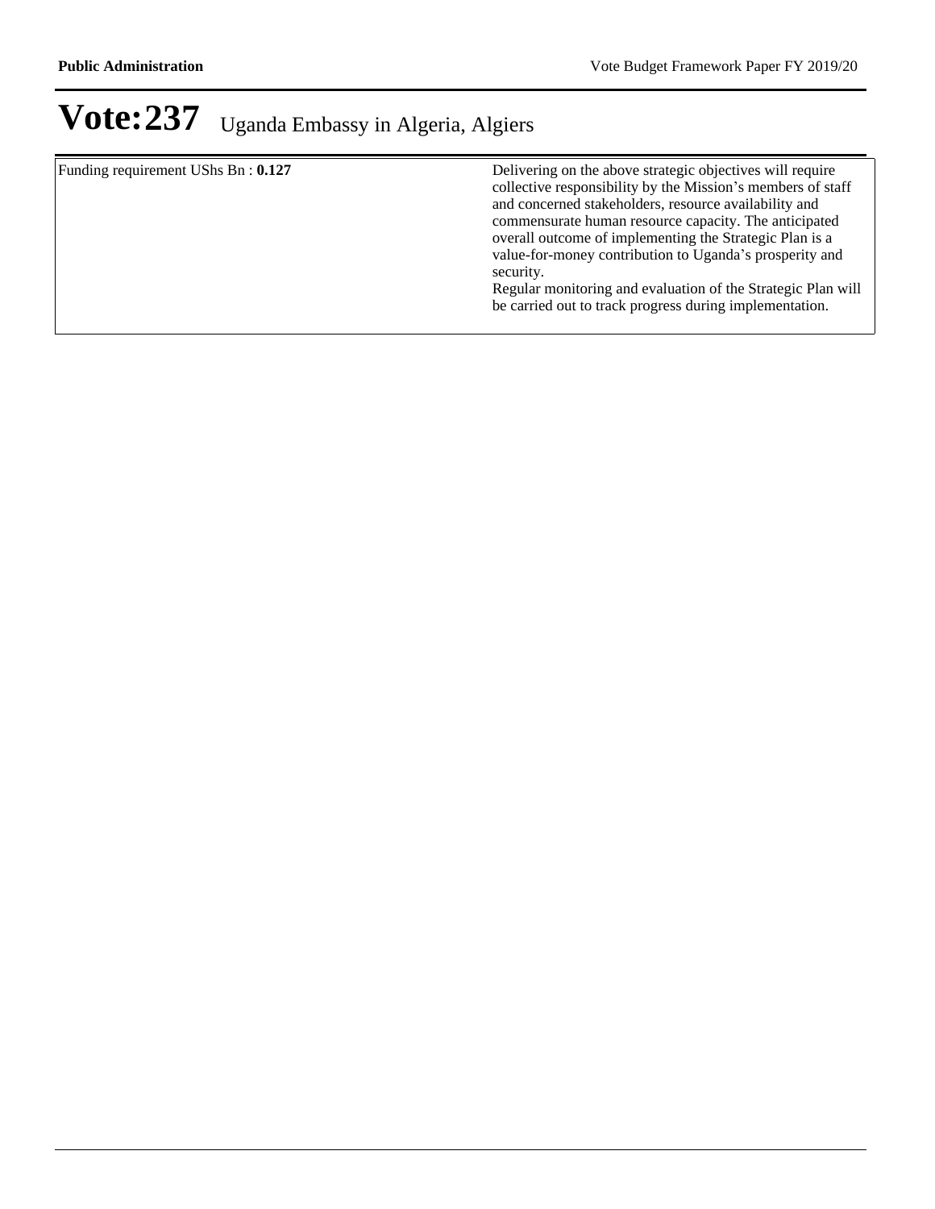# Vote:237 Uganda Embassy in Algeria, Algiers

| | |
|---|---|
| Funding requirement UShs Bn : **0.127** | Delivering on the above strategic objectives will require collective responsibility by the Mission's members of staff and concerned stakeholders, resource availability and commensurate human resource capacity. The anticipated overall outcome of implementing the Strategic Plan is a value-for-money contribution to Uganda's prosperity and security.<br>Regular monitoring and evaluation of the Strategic Plan will be carried out to track progress during implementation. |